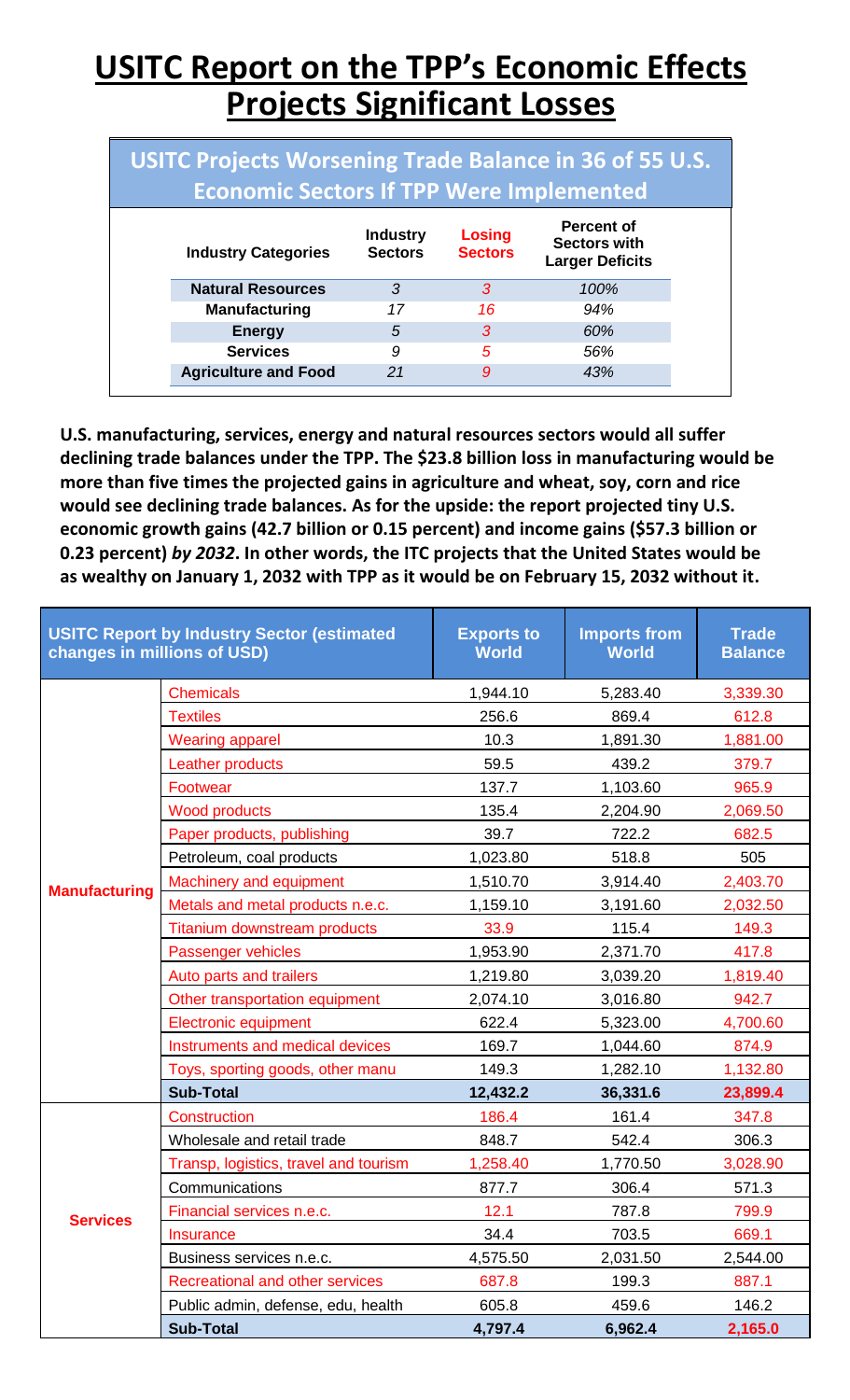# USITC Report on the TPP's Economic Effects Projects Significant Losses

## USITC Projects Worsening Trade Balance in 36 of 55 U.S. Economic Sectors If TPP Were Implemented

| Industry Categories | Industry Sectors | Losing Sectors | Percent of Sectors with Larger Deficits |
|---|---|---|---|
| **Natural Resources** | *3* | *3* | *100%* |
| **Manufacturing** | *17* | *16* | *94%* |
| **Energy** | *5* | *3* | *60%* |
| **Services** | *9* | *5* | *56%* |
| **Agriculture and Food** | *21* | *9* | *43%* |

**U.S. manufacturing, services, energy and natural resources sectors would all suffer declining trade balances under the TPP. The $23.8 billion loss in manufacturing would be more than five times the projected gains in agriculture and wheat, soy, corn and rice would see declining trade balances. As for the upside: the report projected tiny U.S. economic growth gains (42.7 billion or 0.15 percent) and income gains ($57.3 billion or 0.23 percent) *by 2032*. In other words, the ITC projects that the United States would be as wealthy on January 1, 2032 with TPP as it would be on February 15, 2032 without it.**

| USITC Report by Industry Sector (estimated changes in millions of USD) | | Exports to World | Imports from World | Trade Balance |
|---|---|---|---|---|
| **Manufacturing** | Chemicals | 1,944.10 | 5,283.40 | 3,339.30 |
| | Textiles | 256.6 | 869.4 | 612.8 |
| | Wearing apparel | 10.3 | 1,891.30 | 1,881.00 |
| | Leather products | 59.5 | 439.2 | 379.7 |
| | Footwear | 137.7 | 1,103.60 | 965.9 |
| | Wood products | 135.4 | 2,204.90 | 2,069.50 |
| | Paper products, publishing | 39.7 | 722.2 | 682.5 |
| | Petroleum, coal products | 1,023.80 | 518.8 | 505 |
| | Machinery and equipment | 1,510.70 | 3,914.40 | 2,403.70 |
| | Metals and metal products n.e.c. | 1,159.10 | 3,191.60 | 2,032.50 |
| | Titanium downstream products | 33.9 | 115.4 | 149.3 |
| | Passenger vehicles | 1,953.90 | 2,371.70 | 417.8 |
| | Auto parts and trailers | 1,219.80 | 3,039.20 | 1,819.40 |
| | Other transportation equipment | 2,074.10 | 3,016.80 | 942.7 |
| | Electronic equipment | 622.4 | 5,323.00 | 4,700.60 |
| | Instruments and medical devices | 169.7 | 1,044.60 | 874.9 |
| | Toys, sporting goods, other manu | 149.3 | 1,282.10 | 1,132.80 |
| | **Sub-Total** | **12,432.2** | **36,331.6** | **23,899.4** |
| **Services** | Construction | 186.4 | 161.4 | 347.8 |
| | Wholesale and retail trade | 848.7 | 542.4 | 306.3 |
| | Transp, logistics, travel and tourism | 1,258.40 | 1,770.50 | 3,028.90 |
| | Communications | 877.7 | 306.4 | 571.3 |
| | Financial services n.e.c. | 12.1 | 787.8 | 799.9 |
| | Insurance | 34.4 | 703.5 | 669.1 |
| | Business services n.e.c. | 4,575.50 | 2,031.50 | 2,544.00 |
| | Recreational and other services | 687.8 | 199.3 | 887.1 |
| | Public admin, defense, edu, health | 605.8 | 459.6 | 146.2 |
| | **Sub-Total** | **4,797.4** | **6,962.4** | **2,165.0** |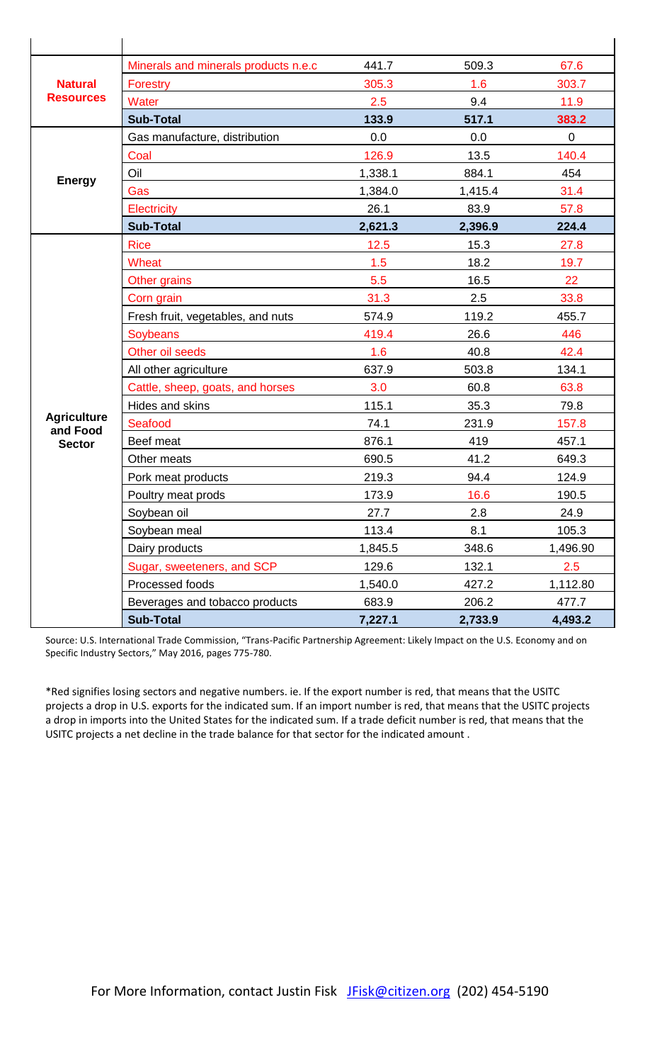| | | | | |
|---|---|---|---|---|
| Natural Resources | Minerals and minerals products n.e.c | 441.7 | 509.3 | 67.6 |
| | Forestry | 305.3 | 1.6 | 303.7 |
| | Water | 2.5 | 9.4 | 11.9 |
| | **Sub-Total** | **133.9** | **517.1** | **383.2** |
| Energy | Gas manufacture, distribution | 0.0 | 0.0 | 0 |
| | Coal | 126.9 | 13.5 | 140.4 |
| | Oil | 1,338.1 | 884.1 | 454 |
| | Gas | 1,384.0 | 1,415.4 | 31.4 |
| | Electricity | 26.1 | 83.9 | 57.8 |
| | **Sub-Total** | **2,621.3** | **2,396.9** | **224.4** |
| Agriculture and Food Sector | Rice | 12.5 | 15.3 | 27.8 |
| | Wheat | 1.5 | 18.2 | 19.7 |
| | Other grains | 5.5 | 16.5 | 22 |
| | Corn grain | 31.3 | 2.5 | 33.8 |
| | Fresh fruit, vegetables, and nuts | 574.9 | 119.2 | 455.7 |
| | Soybeans | 419.4 | 26.6 | 446 |
| | Other oil seeds | 1.6 | 40.8 | 42.4 |
| | All other agriculture | 637.9 | 503.8 | 134.1 |
| | Cattle, sheep, goats, and horses | 3.0 | 60.8 | 63.8 |
| | Hides and skins | 115.1 | 35.3 | 79.8 |
| | Seafood | 74.1 | 231.9 | 157.8 |
| | Beef meat | 876.1 | 419 | 457.1 |
| | Other meats | 690.5 | 41.2 | 649.3 |
| | Pork meat products | 219.3 | 94.4 | 124.9 |
| | Poultry meat prods | 173.9 | 16.6 | 190.5 |
| | Soybean oil | 27.7 | 2.8 | 24.9 |
| | Soybean meal | 113.4 | 8.1 | 105.3 |
| | Dairy products | 1,845.5 | 348.6 | 1,496.90 |
| | Sugar, sweeteners, and SCP | 129.6 | 132.1 | 2.5 |
| | Processed foods | 1,540.0 | 427.2 | 1,112.80 |
| | Beverages and tobacco products | 683.9 | 206.2 | 477.7 |
| | **Sub-Total** | **7,227.1** | **2,733.9** | **4,493.2** |

Source: U.S. International Trade Commission, "Trans-Pacific Partnership Agreement: Likely Impact on the U.S. Economy and on Specific Industry Sectors," May 2016, pages 775-780.

*Red signifies losing sectors and negative numbers. ie. If the export number is red, that means that the USITC projects a drop in U.S. exports for the indicated sum. If an import number is red, that means that the USITC projects a drop in imports into the United States for the indicated sum. If a trade deficit number is red, that means that the USITC projects a net decline in the trade balance for that sector for the indicated amount .

For More Information, contact Justin Fisk JFisk@citizen.org (202) 454-5190